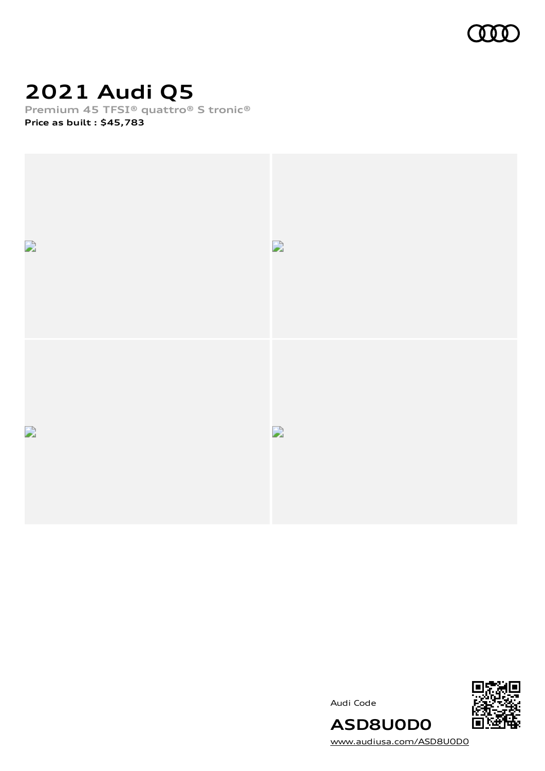# 2021 Audi Q5

**Premium 45 TFSI® quattro® S tronic®**

**Price as built : $45,783**

Audi Code

**ASD8U0D0**

www.audiusa.com/ASD8U0D0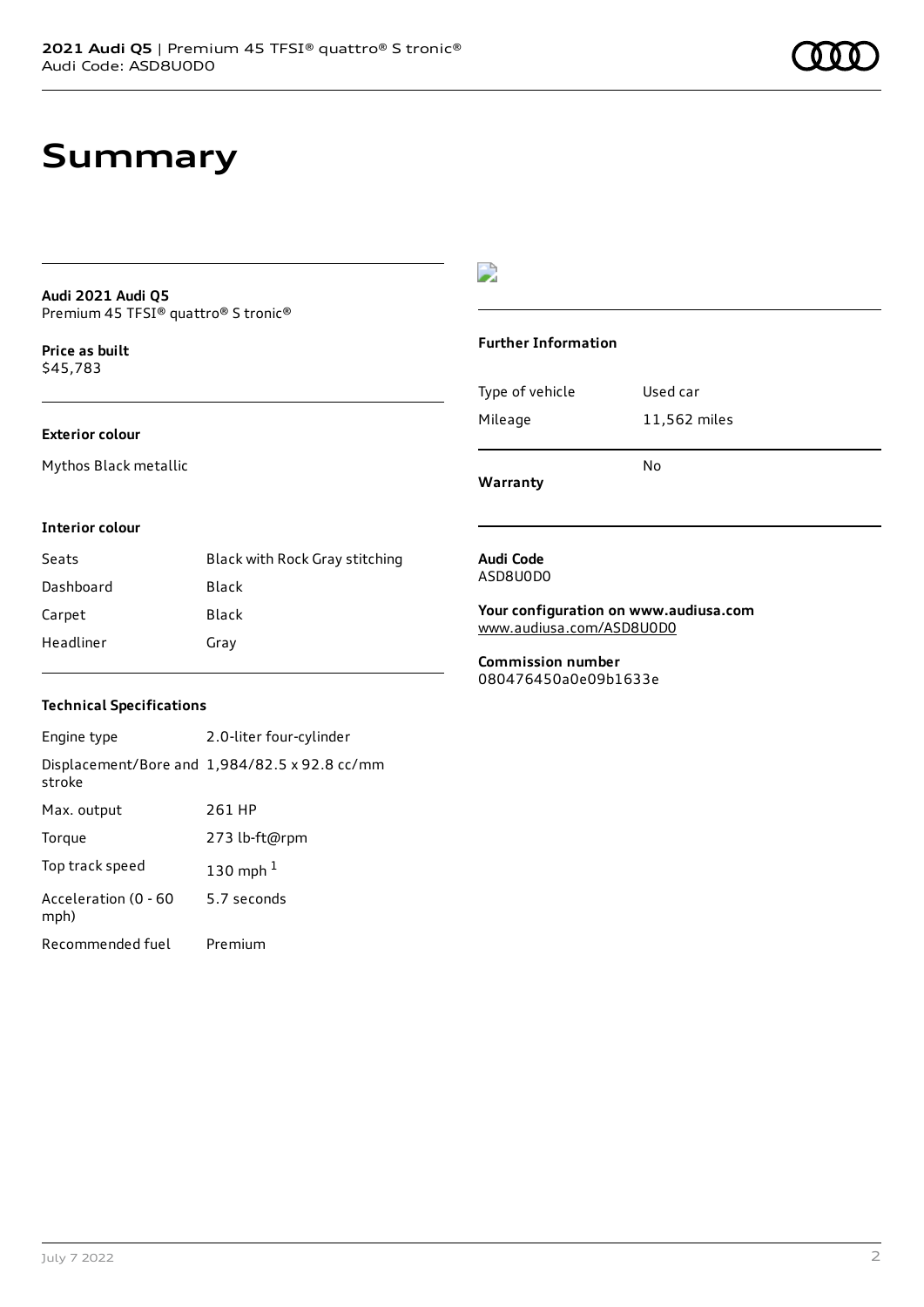# Summary

**Audi 2021 Audi Q5**
Premium 45 TFSI® quattro® S tronic®

**Price as built**
$45,783

### Exterior colour

Mythos Black metallic

### Interior colour

| | |
|---|---|
| Seats | Black with Rock Gray stitching |
| Dashboard | Black |
| Carpet | Black |
| Headliner | Gray |

### Technical Specifications

| | |
|---|---|
| Engine type | 2.0-liter four-cylinder |
| Displacement/Bore and stroke | 1,984/82.5 x 92.8 cc/mm |
| Max. output | 261 HP |
| Torque | 273 lb-ft@rpm |
| Top track speed | 130 mph [1] |
| Acceleration (0 - 60 mph) | 5.7 seconds |
| Recommended fuel | Premium |

### Further Information

| | |
|---|---|
| Type of vehicle | Used car |
| Mileage | 11,562 miles |
| **Warranty** | No |

**Audi Code**
ASD8U0D0

**Your configuration on www.audiusa.com**
www.audiusa.com/ASD8U0D0

**Commission number**
080476450a0e09b1633e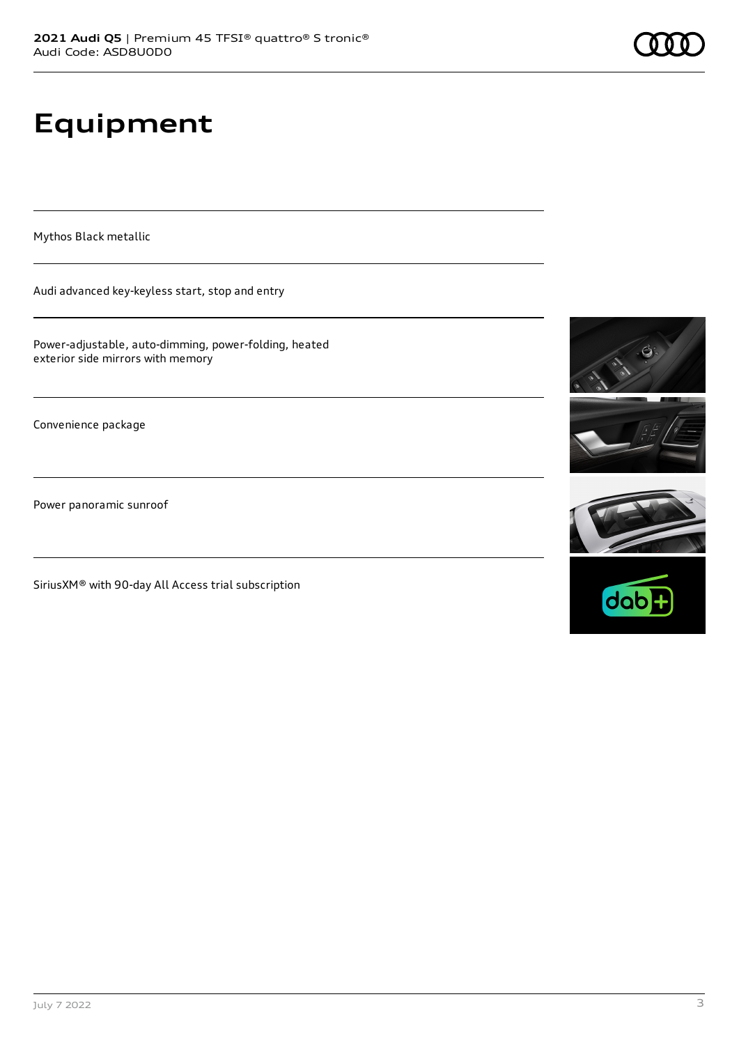# Equipment

Mythos Black metallic

Audi advanced key-keyless start, stop and entry

Power-adjustable, auto-dimming, power-folding, heated exterior side mirrors with memory

Convenience package

Power panoramic sunroof

SiriusXM® with 90-day All Access trial subscription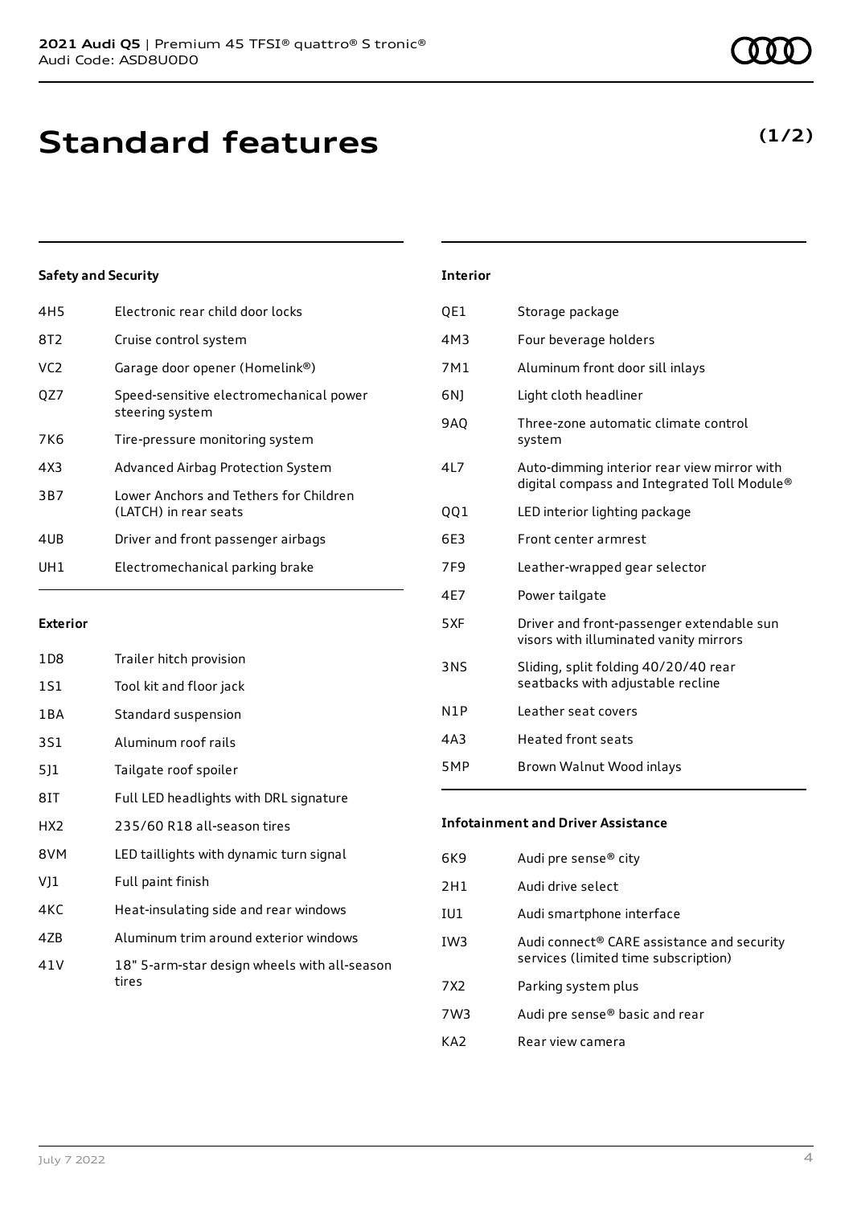# Standard features

**(1/2)**

### Safety and Security

| | |
|---|---|
| 4H5 | Electronic rear child door locks |
| 8T2 | Cruise control system |
| VC2 | Garage door opener (Homelink®) |
| QZ7 | Speed-sensitive electromechanical power steering system |
| 7K6 | Tire-pressure monitoring system |
| 4X3 | Advanced Airbag Protection System |
| 3B7 | Lower Anchors and Tethers for Children (LATCH) in rear seats |
| 4UB | Driver and front passenger airbags |
| UH1 | Electromechanical parking brake |

### Exterior

| | |
|---|---|
| 1D8 | Trailer hitch provision |
| 1S1 | Tool kit and floor jack |
| 1BA | Standard suspension |
| 3S1 | Aluminum roof rails |
| 5J1 | Tailgate roof spoiler |
| 8IT | Full LED headlights with DRL signature |
| HX2 | 235/60 R18 all-season tires |
| 8VM | LED taillights with dynamic turn signal |
| VJ1 | Full paint finish |
| 4KC | Heat-insulating side and rear windows |
| 4ZB | Aluminum trim around exterior windows |
| 41V | 18" 5-arm-star design wheels with all-season tires |

### Interior

| | |
|---|---|
| QE1 | Storage package |
| 4M3 | Four beverage holders |
| 7M1 | Aluminum front door sill inlays |
| 6NJ | Light cloth headliner |
| 9AQ | Three-zone automatic climate control system |
| 4L7 | Auto-dimming interior rear view mirror with digital compass and Integrated Toll Module® |
| QQ1 | LED interior lighting package |
| 6E3 | Front center armrest |
| 7F9 | Leather-wrapped gear selector |
| 4E7 | Power tailgate |
| 5XF | Driver and front-passenger extendable sun visors with illuminated vanity mirrors |
| 3NS | Sliding, split folding 40/20/40 rear seatbacks with adjustable recline |
| N1P | Leather seat covers |
| 4A3 | Heated front seats |
| 5MP | Brown Walnut Wood inlays |

### Infotainment and Driver Assistance

| | |
|---|---|
| 6K9 | Audi pre sense® city |
| 2H1 | Audi drive select |
| IU1 | Audi smartphone interface |
| IW3 | Audi connect® CARE assistance and security services (limited time subscription) |
| 7X2 | Parking system plus |
| 7W3 | Audi pre sense® basic and rear |
| KA2 | Rear view camera |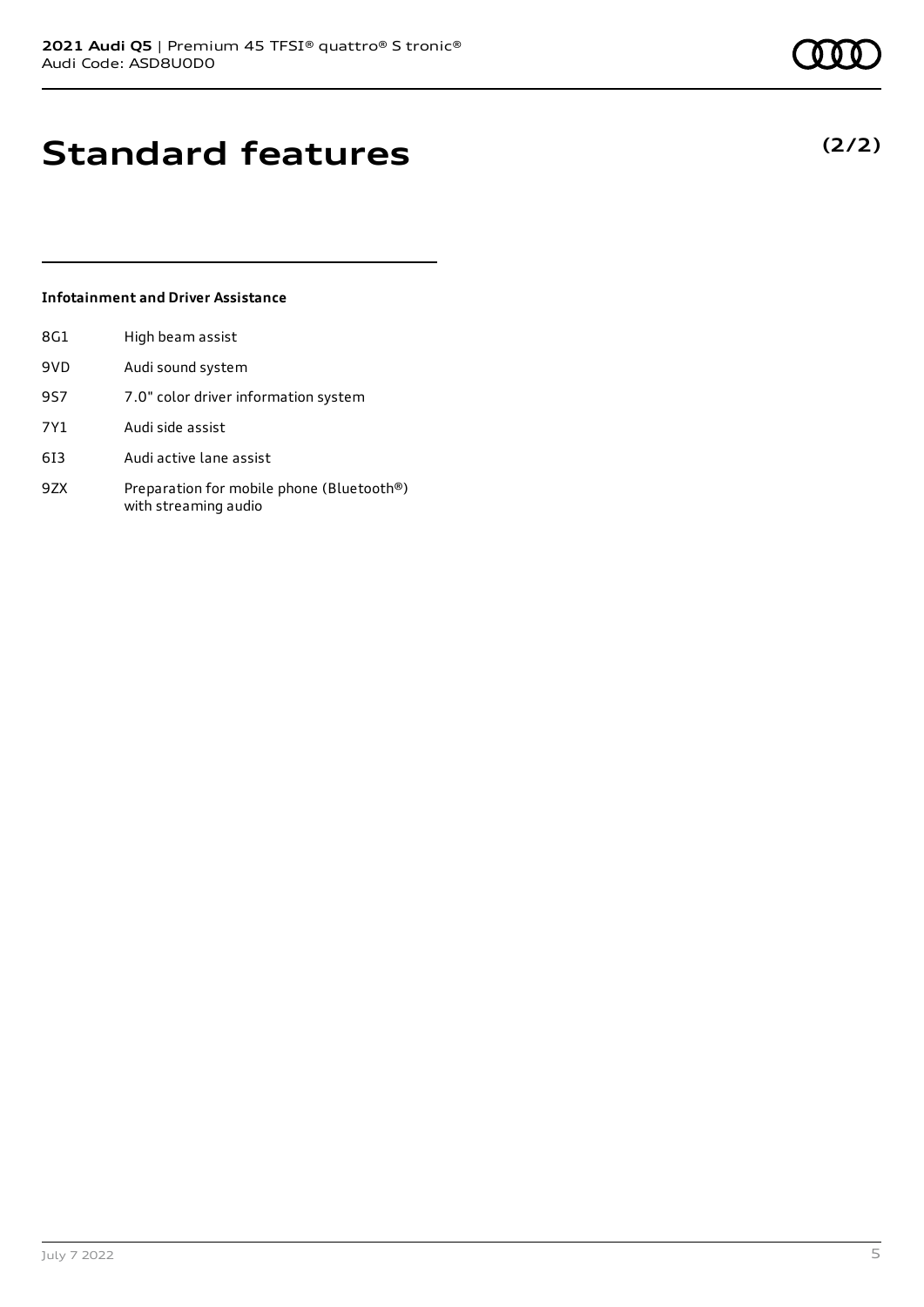# Standard features

**(2/2)**

### Infotainment and Driver Assistance

| | |
|---|---|
| 8G1 | High beam assist |
| 9VD | Audi sound system |
| 9S7 | 7.0" color driver information system |
| 7Y1 | Audi side assist |
| 6I3 | Audi active lane assist |
| 9ZX | Preparation for mobile phone (Bluetooth®) with streaming audio |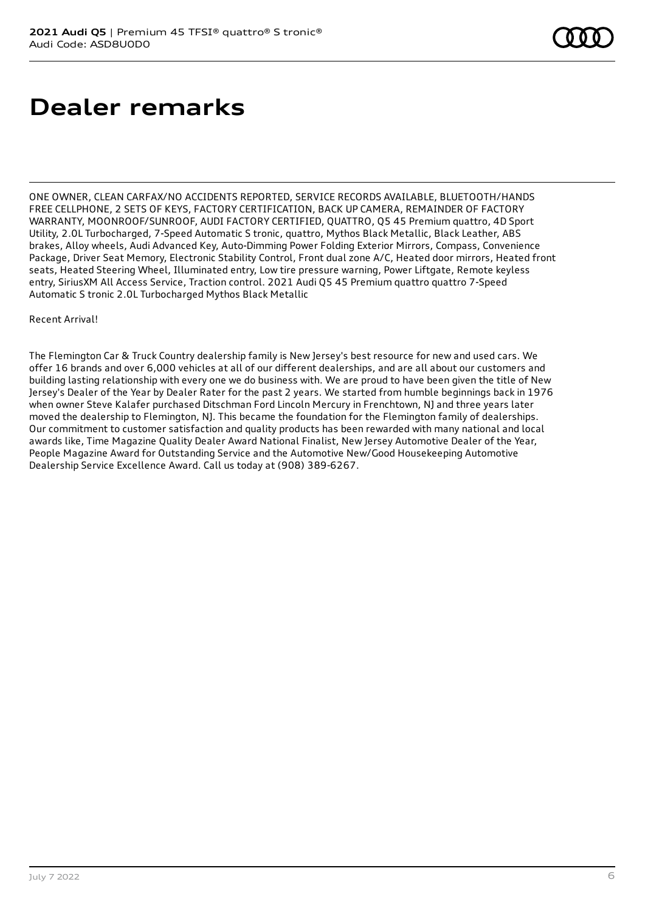# Dealer remarks

ONE OWNER, CLEAN CARFAX/NO ACCIDENTS REPORTED, SERVICE RECORDS AVAILABLE, BLUETOOTH/HANDS FREE CELLPHONE, 2 SETS OF KEYS, FACTORY CERTIFICATION, BACK UP CAMERA, REMAINDER OF FACTORY WARRANTY, MOONROOF/SUNROOF, AUDI FACTORY CERTIFIED, QUATTRO, Q5 45 Premium quattro, 4D Sport Utility, 2.0L Turbocharged, 7-Speed Automatic S tronic, quattro, Mythos Black Metallic, Black Leather, ABS brakes, Alloy wheels, Audi Advanced Key, Auto-Dimming Power Folding Exterior Mirrors, Compass, Convenience Package, Driver Seat Memory, Electronic Stability Control, Front dual zone A/C, Heated door mirrors, Heated front seats, Heated Steering Wheel, Illuminated entry, Low tire pressure warning, Power Liftgate, Remote keyless entry, SiriusXM All Access Service, Traction control. 2021 Audi Q5 45 Premium quattro quattro 7-Speed Automatic S tronic 2.0L Turbocharged Mythos Black Metallic

Recent Arrival!

The Flemington Car & Truck Country dealership family is New Jersey's best resource for new and used cars. We offer 16 brands and over 6,000 vehicles at all of our different dealerships, and are all about our customers and building lasting relationship with every one we do business with. We are proud to have been given the title of New Jersey's Dealer of the Year by Dealer Rater for the past 2 years. We started from humble beginnings back in 1976 when owner Steve Kalafer purchased Ditschman Ford Lincoln Mercury in Frenchtown, NJ and three years later moved the dealership to Flemington, NJ. This became the foundation for the Flemington family of dealerships. Our commitment to customer satisfaction and quality products has been rewarded with many national and local awards like, Time Magazine Quality Dealer Award National Finalist, New Jersey Automotive Dealer of the Year, People Magazine Award for Outstanding Service and the Automotive New/Good Housekeeping Automotive Dealership Service Excellence Award. Call us today at (908) 389-6267.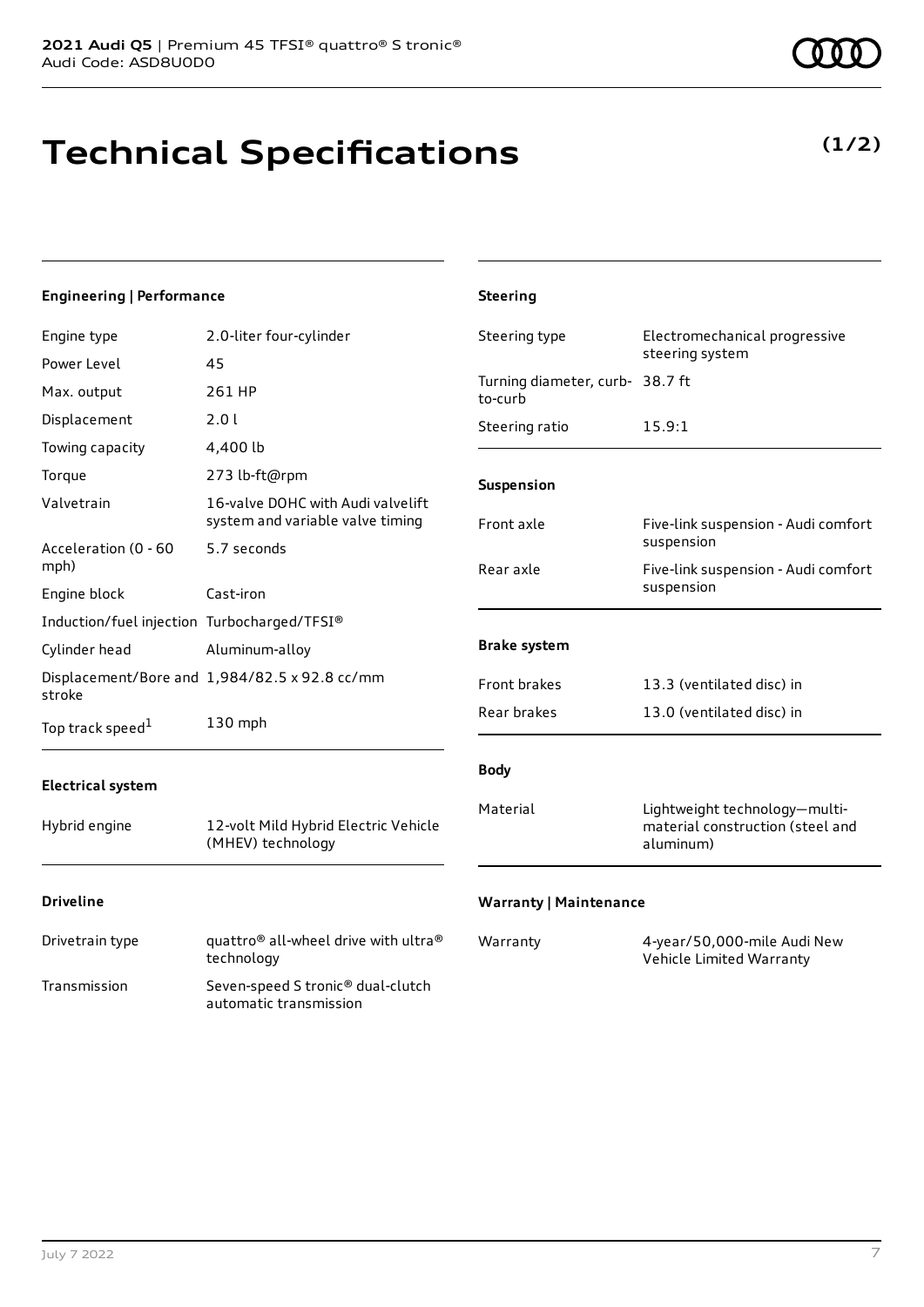# Technical Specifications

**(1/2)**

### Engineering | Performance

| | |
|---|---|
| Engine type | 2.0-liter four-cylinder |
| Power Level | 45 |
| Max. output | 261 HP |
| Displacement | 2.0 l |
| Towing capacity | 4,400 lb |
| Torque | 273 lb-ft@rpm |
| Valvetrain | 16-valve DOHC with Audi valvelift system and variable valve timing |
| Acceleration (0 - 60 mph) | 5.7 seconds |
| Engine block | Cast-iron |
| Induction/fuel injection | Turbocharged/TFSI® |
| Cylinder head | Aluminum-alloy |
| Displacement/Bore and stroke | 1,984/82.5 x 92.8 cc/mm |
| Top track speed[1] | 130 mph |

### Electrical system

| | |
|---|---|
| Hybrid engine | 12-volt Mild Hybrid Electric Vehicle (MHEV) technology |

### Driveline

| | |
|---|---|
| Drivetrain type | quattro® all-wheel drive with ultra® technology |
| Transmission | Seven-speed S tronic® dual-clutch automatic transmission |

### Steering

| | |
|---|---|
| Steering type | Electromechanical progressive steering system |
| Turning diameter, curb-to-curb | 38.7 ft |
| Steering ratio | 15.9:1 |

### Suspension

| | |
|---|---|
| Front axle | Five-link suspension - Audi comfort suspension |
| Rear axle | Five-link suspension - Audi comfort suspension |

### Brake system

| | |
|---|---|
| Front brakes | 13.3 (ventilated disc) in |
| Rear brakes | 13.0 (ventilated disc) in |

### Body

| | |
|---|---|
| Material | Lightweight technology—multi-material construction (steel and aluminum) |

### Warranty | Maintenance

| | |
|---|---|
| Warranty | 4-year/50,000-mile Audi New Vehicle Limited Warranty |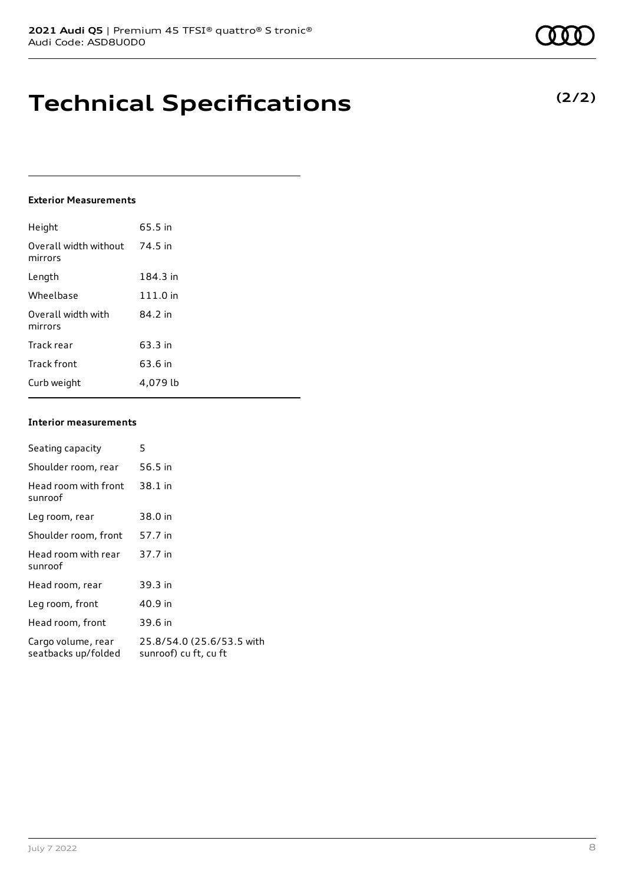# Technical Specifications

**(2/2)**

#### Exterior Measurements

| | |
|---|---|
| Height | 65.5 in |
| Overall width without mirrors | 74.5 in |
| Length | 184.3 in |
| Wheelbase | 111.0 in |
| Overall width with mirrors | 84.2 in |
| Track rear | 63.3 in |
| Track front | 63.6 in |
| Curb weight | 4,079 lb |

#### Interior measurements

| | |
|---|---|
| Seating capacity | 5 |
| Shoulder room, rear | 56.5 in |
| Head room with front sunroof | 38.1 in |
| Leg room, rear | 38.0 in |
| Shoulder room, front | 57.7 in |
| Head room with rear sunroof | 37.7 in |
| Head room, rear | 39.3 in |
| Leg room, front | 40.9 in |
| Head room, front | 39.6 in |
| Cargo volume, rear seatbacks up/folded | 25.8/54.0 (25.6/53.5 with sunroof) cu ft, cu ft |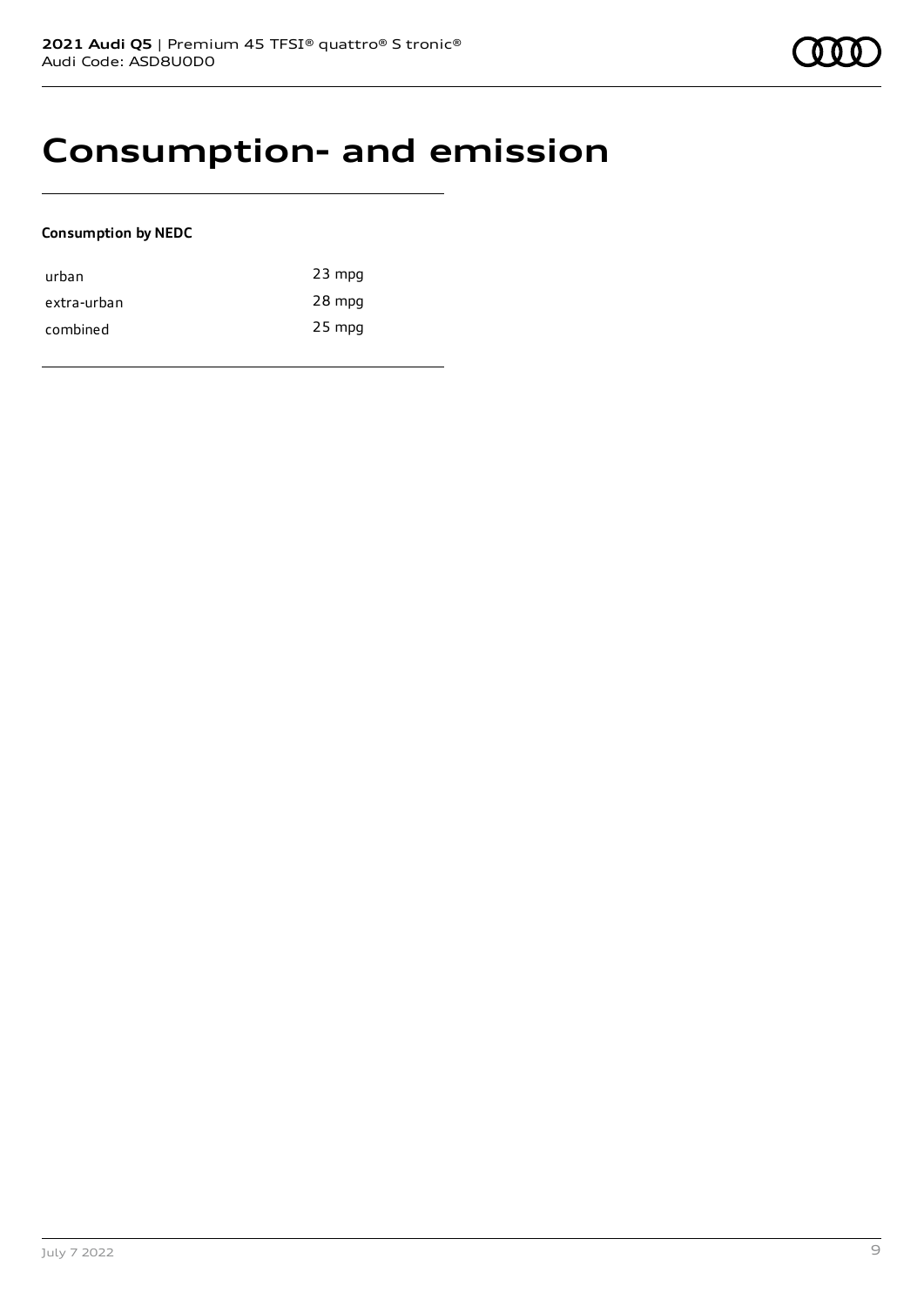# Consumption- and emission

**Consumption by NEDC**

| | |
|---|---|
| urban | 23 mpg |
| extra-urban | 28 mpg |
| combined | 25 mpg |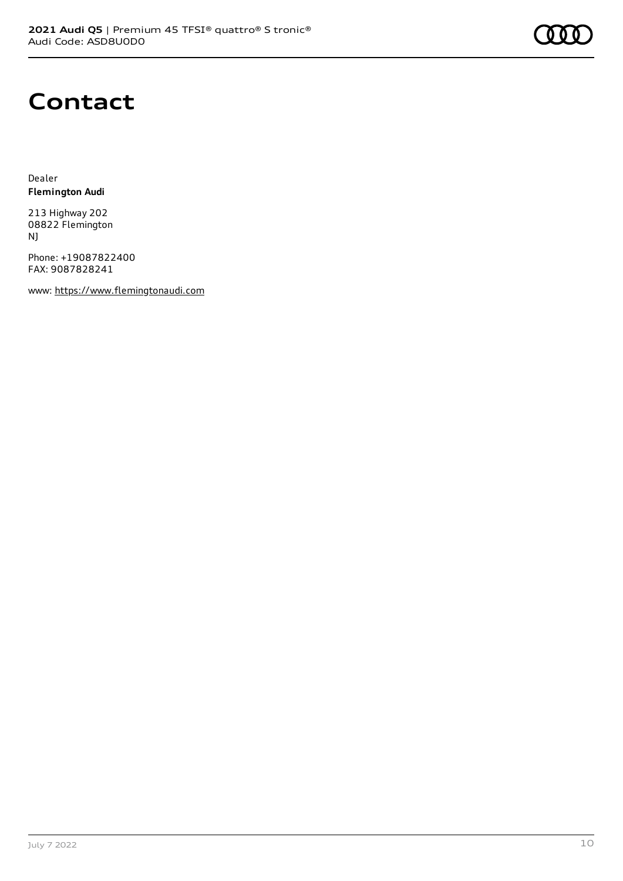# Contact

Dealer
**Flemington Audi**

213 Highway 202
08822 Flemington
NJ

Phone: +19087822400
FAX: 9087828241

www: https://www.flemingtonaudi.com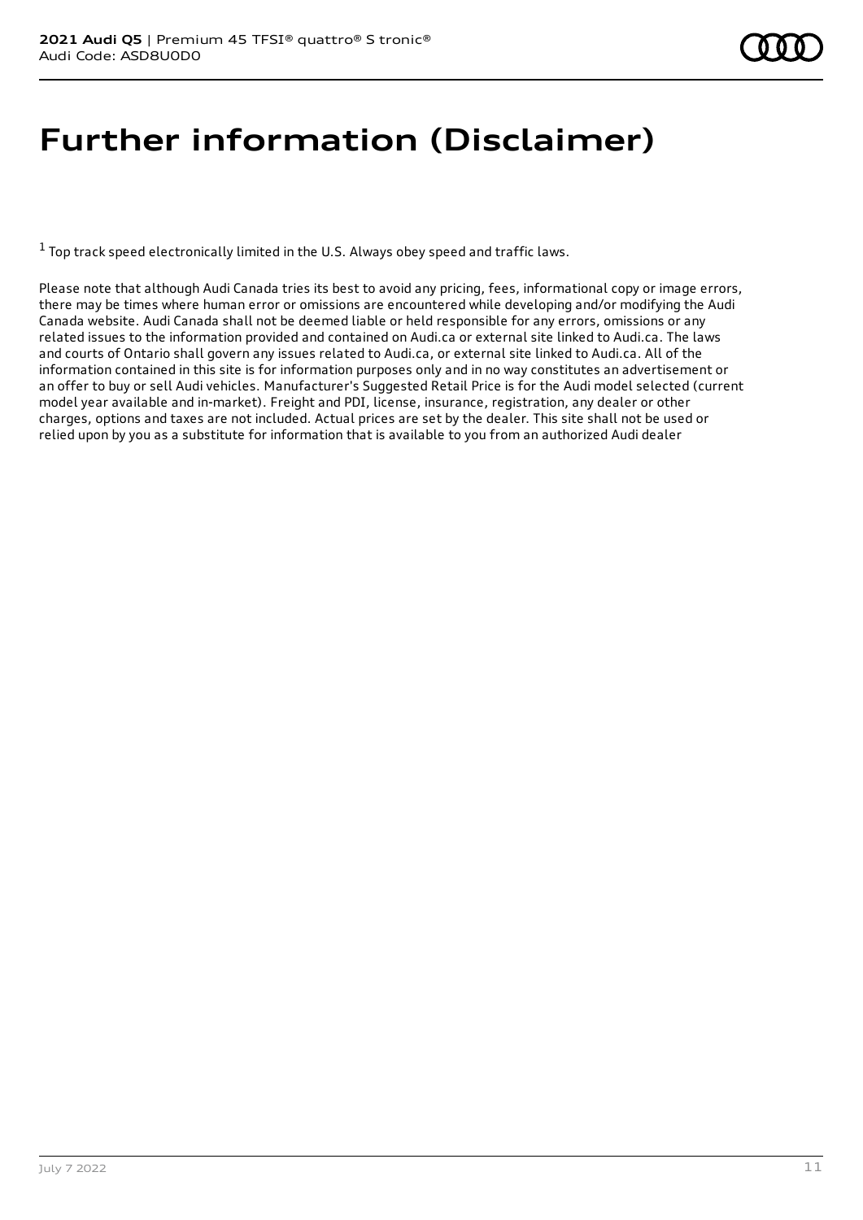# Further information (Disclaimer)

[1] Top track speed electronically limited in the U.S. Always obey speed and traffic laws.

Please note that although Audi Canada tries its best to avoid any pricing, fees, informational copy or image errors, there may be times where human error or omissions are encountered while developing and/or modifying the Audi Canada website. Audi Canada shall not be deemed liable or held responsible for any errors, omissions or any related issues to the information provided and contained on Audi.ca or external site linked to Audi.ca. The laws and courts of Ontario shall govern any issues related to Audi.ca, or external site linked to Audi.ca. All of the information contained in this site is for information purposes only and in no way constitutes an advertisement or an offer to buy or sell Audi vehicles. Manufacturer's Suggested Retail Price is for the Audi model selected (current model year available and in-market). Freight and PDI, license, insurance, registration, any dealer or other charges, options and taxes are not included. Actual prices are set by the dealer. This site shall not be used or relied upon by you as a substitute for information that is available to you from an authorized Audi dealer